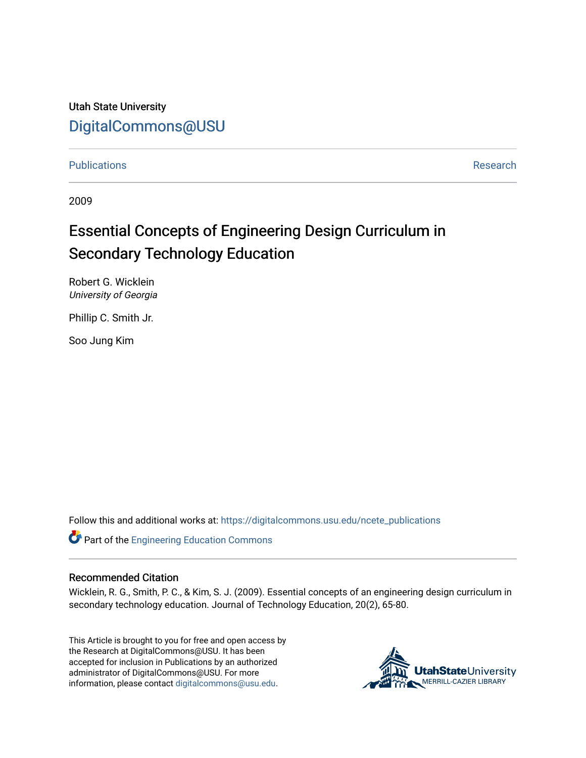Utah State University

DigitalCommons@USU

Publications | Research

2009

# Essential Concepts of Engineering Design Curriculum in Secondary Technology Education

Robert G. Wicklein
*University of Georgia*

Phillip C. Smith Jr.

Soo Jung Kim

Follow this and additional works at: https://digitalcommons.usu.edu/ncete_publications

Part of the Engineering Education Commons

## Recommended Citation

Wicklein, R. G., Smith, P. C., & Kim, S. J. (2009). Essential concepts of an engineering design curriculum in secondary technology education. Journal of Technology Education, 20(2), 65-80.

This Article is brought to you for free and open access by the Research at DigitalCommons@USU. It has been accepted for inclusion in Publications by an authorized administrator of DigitalCommons@USU. For more information, please contact digitalcommons@usu.edu.

UtahStateUniversity MERRILL-CAZIER LIBRARY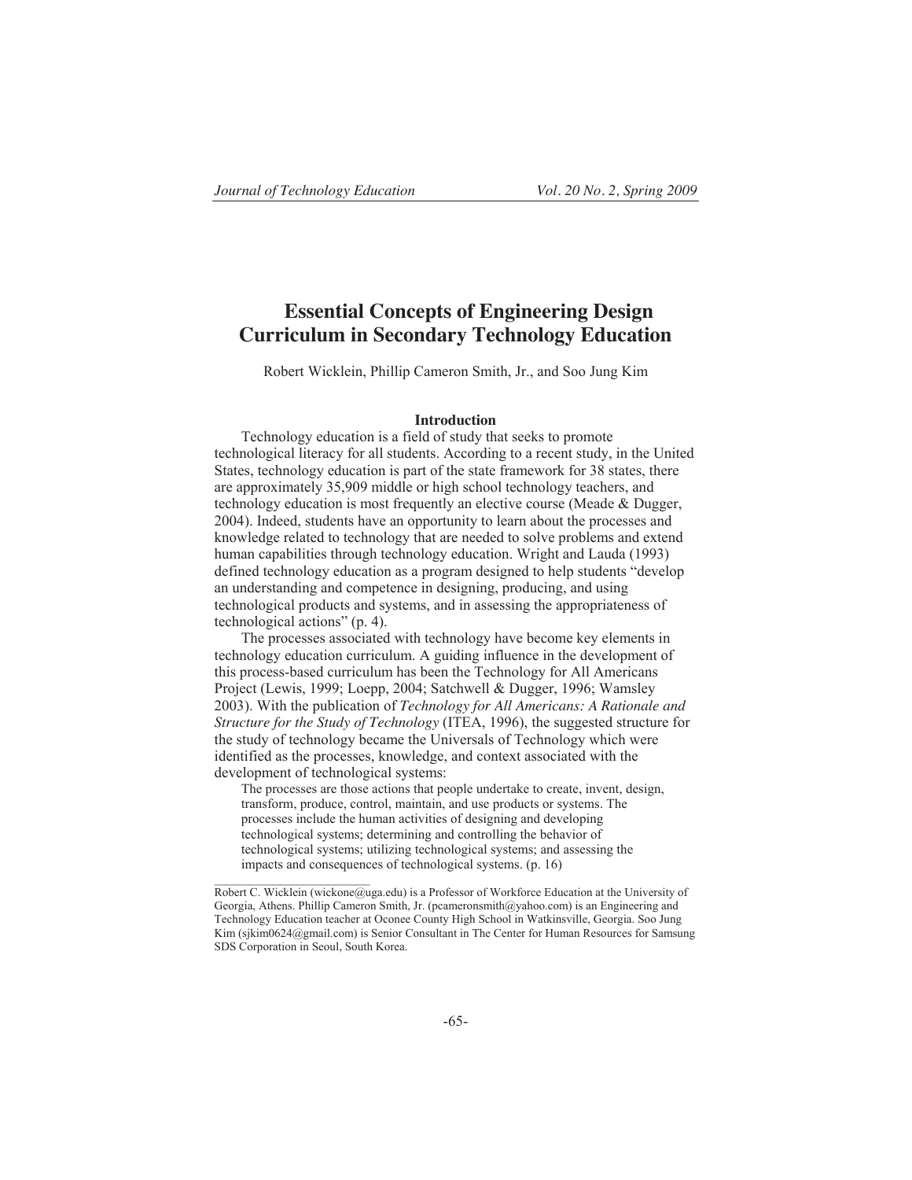# Essential Concepts of Engineering Design Curriculum in Secondary Technology Education

Robert Wicklein, Phillip Cameron Smith, Jr., and Soo Jung Kim

## Introduction

Technology education is a field of study that seeks to promote technological literacy for all students. According to a recent study, in the United States, technology education is part of the state framework for 38 states, there are approximately 35,909 middle or high school technology teachers, and technology education is most frequently an elective course (Meade & Dugger, 2004). Indeed, students have an opportunity to learn about the processes and knowledge related to technology that are needed to solve problems and extend human capabilities through technology education. Wright and Lauda (1993) defined technology education as a program designed to help students "develop an understanding and competence in designing, producing, and using technological products and systems, and in assessing the appropriateness of technological actions" (p. 4).

The processes associated with technology have become key elements in technology education curriculum. A guiding influence in the development of this process-based curriculum has been the Technology for All Americans Project (Lewis, 1999; Loepp, 2004; Satchwell & Dugger, 1996; Wamsley 2003). With the publication of *Technology for All Americans: A Rationale and Structure for the Study of Technology* (ITEA, 1996), the suggested structure for the study of technology became the Universals of Technology which were identified as the processes, knowledge, and context associated with the development of technological systems:

> The processes are those actions that people undertake to create, invent, design, transform, produce, control, maintain, and use products or systems. The processes include the human activities of designing and developing technological systems; determining and controlling the behavior of technological systems; utilizing technological systems; and assessing the impacts and consequences of technological systems. (p. 16)

---

Robert C. Wicklein (wickone@uga.edu) is a Professor of Workforce Education at the University of Georgia, Athens. Phillip Cameron Smith, Jr. (pcameronsmith@yahoo.com) is an Engineering and Technology Education teacher at Oconee County High School in Watkinsville, Georgia. Soo Jung Kim (sjkim0624@gmail.com) is Senior Consultant in The Center for Human Resources for Samsung SDS Corporation in Seoul, South Korea.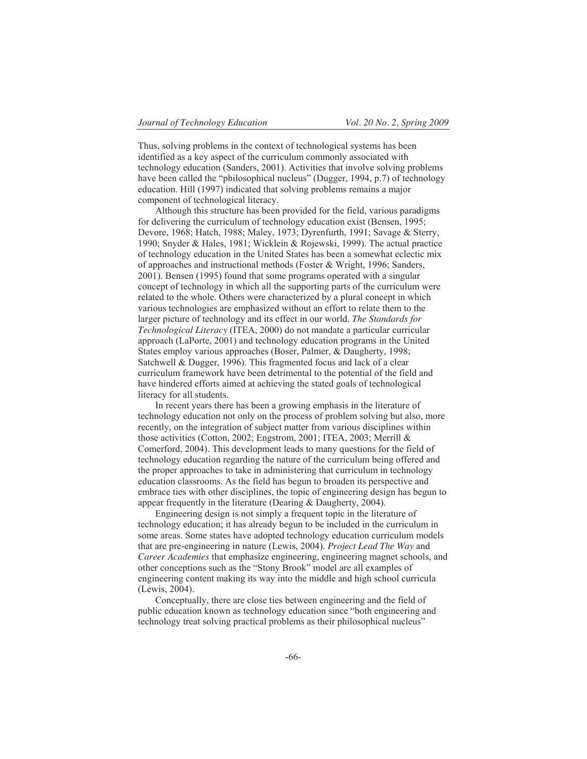Thus, solving problems in the context of technological systems has been identified as a key aspect of the curriculum commonly associated with technology education (Sanders, 2001). Activities that involve solving problems have been called the "philosophical nucleus" (Dugger, 1994, p.7) of technology education. Hill (1997) indicated that solving problems remains a major component of technological literacy.

Although this structure has been provided for the field, various paradigms for delivering the curriculum of technology education exist (Bensen, 1995; Devore, 1968; Hatch, 1988; Maley, 1973; Dyrenfurth, 1991; Savage & Sterry, 1990; Snyder & Hales, 1981; Wicklein & Rojewski, 1999). The actual practice of technology education in the United States has been a somewhat eclectic mix of approaches and instructional methods (Foster & Wright, 1996; Sanders, 2001). Bensen (1995) found that some programs operated with a singular concept of technology in which all the supporting parts of the curriculum were related to the whole. Others were characterized by a plural concept in which various technologies are emphasized without an effort to relate them to the larger picture of technology and its effect in our world. *The Standards for Technological Literacy* (ITEA, 2000) do not mandate a particular curricular approach (LaPorte, 2001) and technology education programs in the United States employ various approaches (Boser, Palmer, & Daugherty, 1998; Satchwell & Dugger, 1996). This fragmented focus and lack of a clear curriculum framework have been detrimental to the potential of the field and have hindered efforts aimed at achieving the stated goals of technological literacy for all students.

In recent years there has been a growing emphasis in the literature of technology education not only on the process of problem solving but also, more recently, on the integration of subject matter from various disciplines within those activities (Cotton, 2002; Engstrom, 2001; ITEA, 2003; Merrill & Comerford, 2004). This development leads to many questions for the field of technology education regarding the nature of the curriculum being offered and the proper approaches to take in administering that curriculum in technology education classrooms. As the field has begun to broaden its perspective and embrace ties with other disciplines, the topic of engineering design has begun to appear frequently in the literature (Dearing & Daugherty, 2004).

Engineering design is not simply a frequent topic in the literature of technology education; it has already begun to be included in the curriculum in some areas. Some states have adopted technology education curriculum models that are pre-engineering in nature (Lewis, 2004). *Project Lead The Way* and *Career Academies* that emphasize engineering, engineering magnet schools, and other conceptions such as the "Stony Brook" model are all examples of engineering content making its way into the middle and high school curricula (Lewis, 2004).

Conceptually, there are close ties between engineering and the field of public education known as technology education since "both engineering and technology treat solving practical problems as their philosophical nucleus"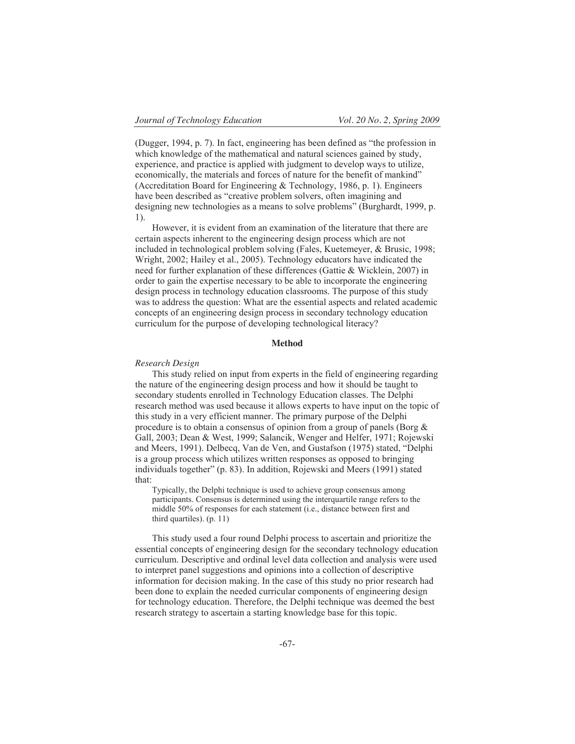(Dugger, 1994, p. 7). In fact, engineering has been defined as "the profession in which knowledge of the mathematical and natural sciences gained by study, experience, and practice is applied with judgment to develop ways to utilize, economically, the materials and forces of nature for the benefit of mankind" (Accreditation Board for Engineering & Technology, 1986, p. 1). Engineers have been described as "creative problem solvers, often imagining and designing new technologies as a means to solve problems" (Burghardt, 1999, p. 1).

However, it is evident from an examination of the literature that there are certain aspects inherent to the engineering design process which are not included in technological problem solving (Fales, Kuetemeyer, & Brusic, 1998; Wright, 2002; Hailey et al., 2005). Technology educators have indicated the need for further explanation of these differences (Gattie & Wicklein, 2007) in order to gain the expertise necessary to be able to incorporate the engineering design process in technology education classrooms. The purpose of this study was to address the question: What are the essential aspects and related academic concepts of an engineering design process in secondary technology education curriculum for the purpose of developing technological literacy?

## Method

### *Research Design*

This study relied on input from experts in the field of engineering regarding the nature of the engineering design process and how it should be taught to secondary students enrolled in Technology Education classes. The Delphi research method was used because it allows experts to have input on the topic of this study in a very efficient manner. The primary purpose of the Delphi procedure is to obtain a consensus of opinion from a group of panels (Borg & Gall, 2003; Dean & West, 1999; Salancik, Wenger and Helfer, 1971; Rojewski and Meers, 1991). Delbecq, Van de Ven, and Gustafson (1975) stated, "Delphi is a group process which utilizes written responses as opposed to bringing individuals together" (p. 83). In addition, Rojewski and Meers (1991) stated that:

> Typically, the Delphi technique is used to achieve group consensus among participants. Consensus is determined using the interquartile range refers to the middle 50% of responses for each statement (i.e., distance between first and third quartiles). (p. 11)

This study used a four round Delphi process to ascertain and prioritize the essential concepts of engineering design for the secondary technology education curriculum. Descriptive and ordinal level data collection and analysis were used to interpret panel suggestions and opinions into a collection of descriptive information for decision making. In the case of this study no prior research had been done to explain the needed curricular components of engineering design for technology education. Therefore, the Delphi technique was deemed the best research strategy to ascertain a starting knowledge base for this topic.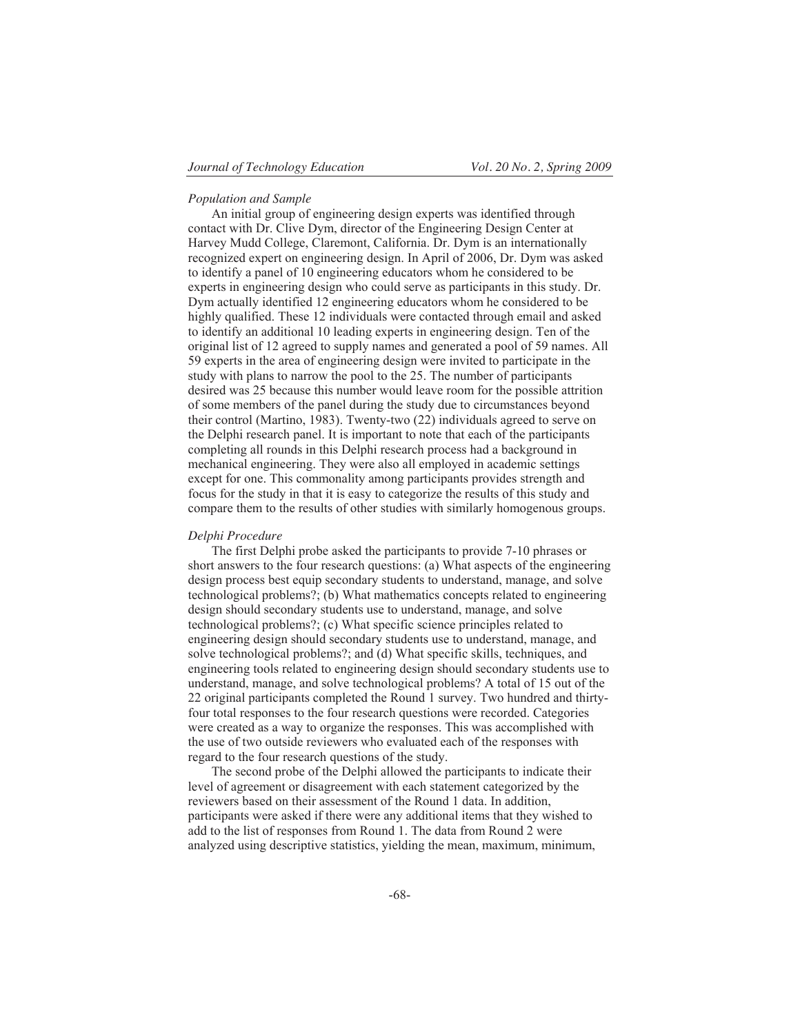*Population and Sample*

An initial group of engineering design experts was identified through contact with Dr. Clive Dym, director of the Engineering Design Center at Harvey Mudd College, Claremont, California. Dr. Dym is an internationally recognized expert on engineering design. In April of 2006, Dr. Dym was asked to identify a panel of 10 engineering educators whom he considered to be experts in engineering design who could serve as participants in this study. Dr. Dym actually identified 12 engineering educators whom he considered to be highly qualified. These 12 individuals were contacted through email and asked to identify an additional 10 leading experts in engineering design. Ten of the original list of 12 agreed to supply names and generated a pool of 59 names. All 59 experts in the area of engineering design were invited to participate in the study with plans to narrow the pool to the 25. The number of participants desired was 25 because this number would leave room for the possible attrition of some members of the panel during the study due to circumstances beyond their control (Martino, 1983). Twenty-two (22) individuals agreed to serve on the Delphi research panel. It is important to note that each of the participants completing all rounds in this Delphi research process had a background in mechanical engineering. They were also all employed in academic settings except for one. This commonality among participants provides strength and focus for the study in that it is easy to categorize the results of this study and compare them to the results of other studies with similarly homogenous groups.

*Delphi Procedure*

The first Delphi probe asked the participants to provide 7-10 phrases or short answers to the four research questions: (a) What aspects of the engineering design process best equip secondary students to understand, manage, and solve technological problems?; (b) What mathematics concepts related to engineering design should secondary students use to understand, manage, and solve technological problems?; (c) What specific science principles related to engineering design should secondary students use to understand, manage, and solve technological problems?; and (d) What specific skills, techniques, and engineering tools related to engineering design should secondary students use to understand, manage, and solve technological problems? A total of 15 out of the 22 original participants completed the Round 1 survey. Two hundred and thirty-four total responses to the four research questions were recorded. Categories were created as a way to organize the responses. This was accomplished with the use of two outside reviewers who evaluated each of the responses with regard to the four research questions of the study.

The second probe of the Delphi allowed the participants to indicate their level of agreement or disagreement with each statement categorized by the reviewers based on their assessment of the Round 1 data. In addition, participants were asked if there were any additional items that they wished to add to the list of responses from Round 1. The data from Round 2 were analyzed using descriptive statistics, yielding the mean, maximum, minimum,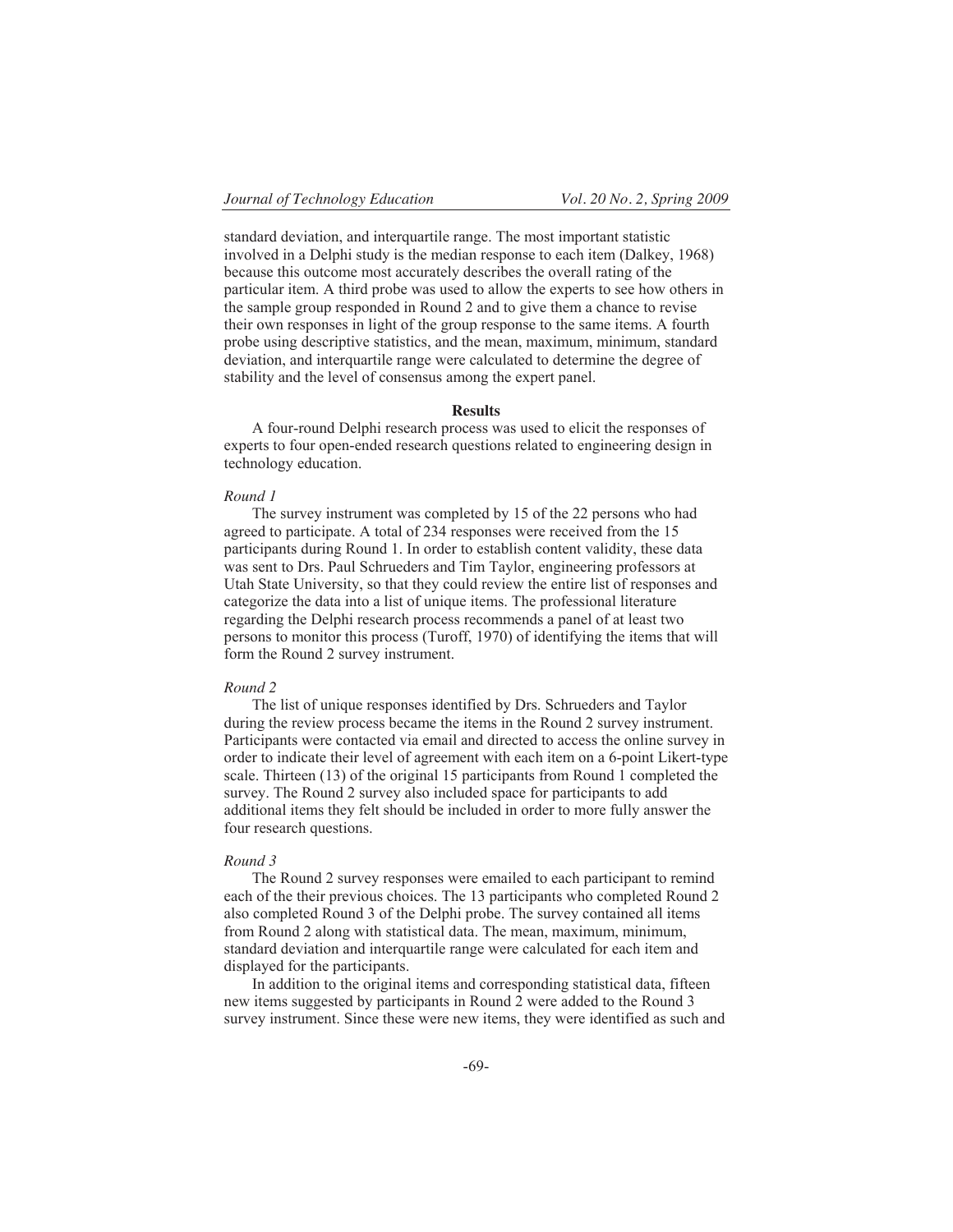standard deviation, and interquartile range. The most important statistic involved in a Delphi study is the median response to each item (Dalkey, 1968) because this outcome most accurately describes the overall rating of the particular item. A third probe was used to allow the experts to see how others in the sample group responded in Round 2 and to give them a chance to revise their own responses in light of the group response to the same items. A fourth probe using descriptive statistics, and the mean, maximum, minimum, standard deviation, and interquartile range were calculated to determine the degree of stability and the level of consensus among the expert panel.

## Results

A four-round Delphi research process was used to elicit the responses of experts to four open-ended research questions related to engineering design in technology education.

### *Round 1*

The survey instrument was completed by 15 of the 22 persons who had agreed to participate. A total of 234 responses were received from the 15 participants during Round 1. In order to establish content validity, these data was sent to Drs. Paul Schrueders and Tim Taylor, engineering professors at Utah State University, so that they could review the entire list of responses and categorize the data into a list of unique items. The professional literature regarding the Delphi research process recommends a panel of at least two persons to monitor this process (Turoff, 1970) of identifying the items that will form the Round 2 survey instrument.

### *Round 2*

The list of unique responses identified by Drs. Schrueders and Taylor during the review process became the items in the Round 2 survey instrument. Participants were contacted via email and directed to access the online survey in order to indicate their level of agreement with each item on a 6-point Likert-type scale. Thirteen (13) of the original 15 participants from Round 1 completed the survey. The Round 2 survey also included space for participants to add additional items they felt should be included in order to more fully answer the four research questions.

### *Round 3*

The Round 2 survey responses were emailed to each participant to remind each of the their previous choices. The 13 participants who completed Round 2 also completed Round 3 of the Delphi probe. The survey contained all items from Round 2 along with statistical data. The mean, maximum, minimum, standard deviation and interquartile range were calculated for each item and displayed for the participants.

In addition to the original items and corresponding statistical data, fifteen new items suggested by participants in Round 2 were added to the Round 3 survey instrument. Since these were new items, they were identified as such and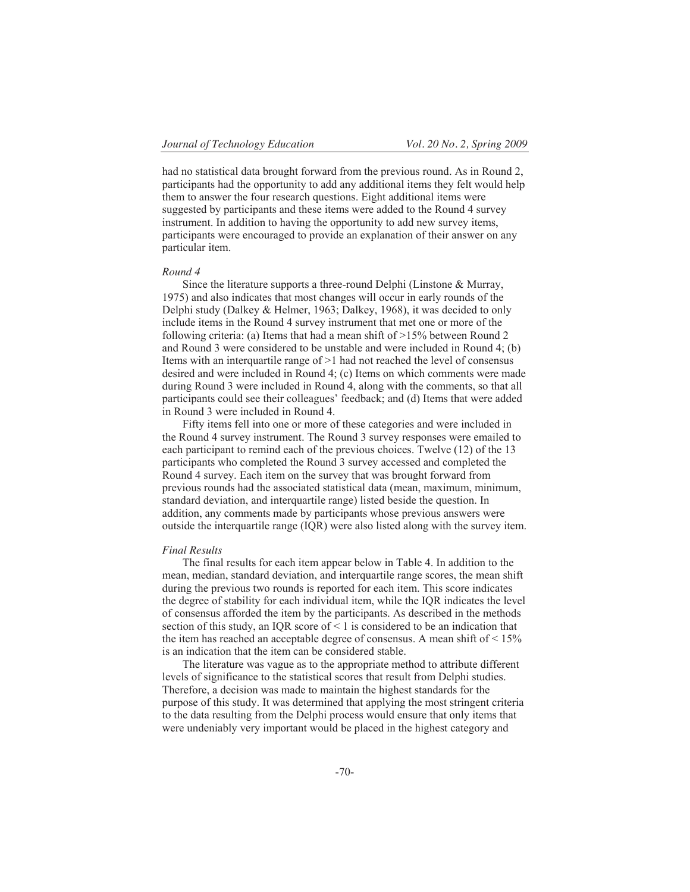had no statistical data brought forward from the previous round. As in Round 2, participants had the opportunity to add any additional items they felt would help them to answer the four research questions. Eight additional items were suggested by participants and these items were added to the Round 4 survey instrument. In addition to having the opportunity to add new survey items, participants were encouraged to provide an explanation of their answer on any particular item.

*Round 4*

Since the literature supports a three-round Delphi (Linstone & Murray, 1975) and also indicates that most changes will occur in early rounds of the Delphi study (Dalkey & Helmer, 1963; Dalkey, 1968), it was decided to only include items in the Round 4 survey instrument that met one or more of the following criteria: (a) Items that had a mean shift of >15% between Round 2 and Round 3 were considered to be unstable and were included in Round 4; (b) Items with an interquartile range of >1 had not reached the level of consensus desired and were included in Round 4; (c) Items on which comments were made during Round 3 were included in Round 4, along with the comments, so that all participants could see their colleagues' feedback; and (d) Items that were added in Round 3 were included in Round 4.

Fifty items fell into one or more of these categories and were included in the Round 4 survey instrument. The Round 3 survey responses were emailed to each participant to remind each of the previous choices. Twelve (12) of the 13 participants who completed the Round 3 survey accessed and completed the Round 4 survey. Each item on the survey that was brought forward from previous rounds had the associated statistical data (mean, maximum, minimum, standard deviation, and interquartile range) listed beside the question. In addition, any comments made by participants whose previous answers were outside the interquartile range (IQR) were also listed along with the survey item.

*Final Results*

The final results for each item appear below in Table 4. In addition to the mean, median, standard deviation, and interquartile range scores, the mean shift during the previous two rounds is reported for each item. This score indicates the degree of stability for each individual item, while the IQR indicates the level of consensus afforded the item by the participants. As described in the methods section of this study, an IQR score of < 1 is considered to be an indication that the item has reached an acceptable degree of consensus. A mean shift of < 15% is an indication that the item can be considered stable.

The literature was vague as to the appropriate method to attribute different levels of significance to the statistical scores that result from Delphi studies. Therefore, a decision was made to maintain the highest standards for the purpose of this study. It was determined that applying the most stringent criteria to the data resulting from the Delphi process would ensure that only items that were undeniably very important would be placed in the highest category and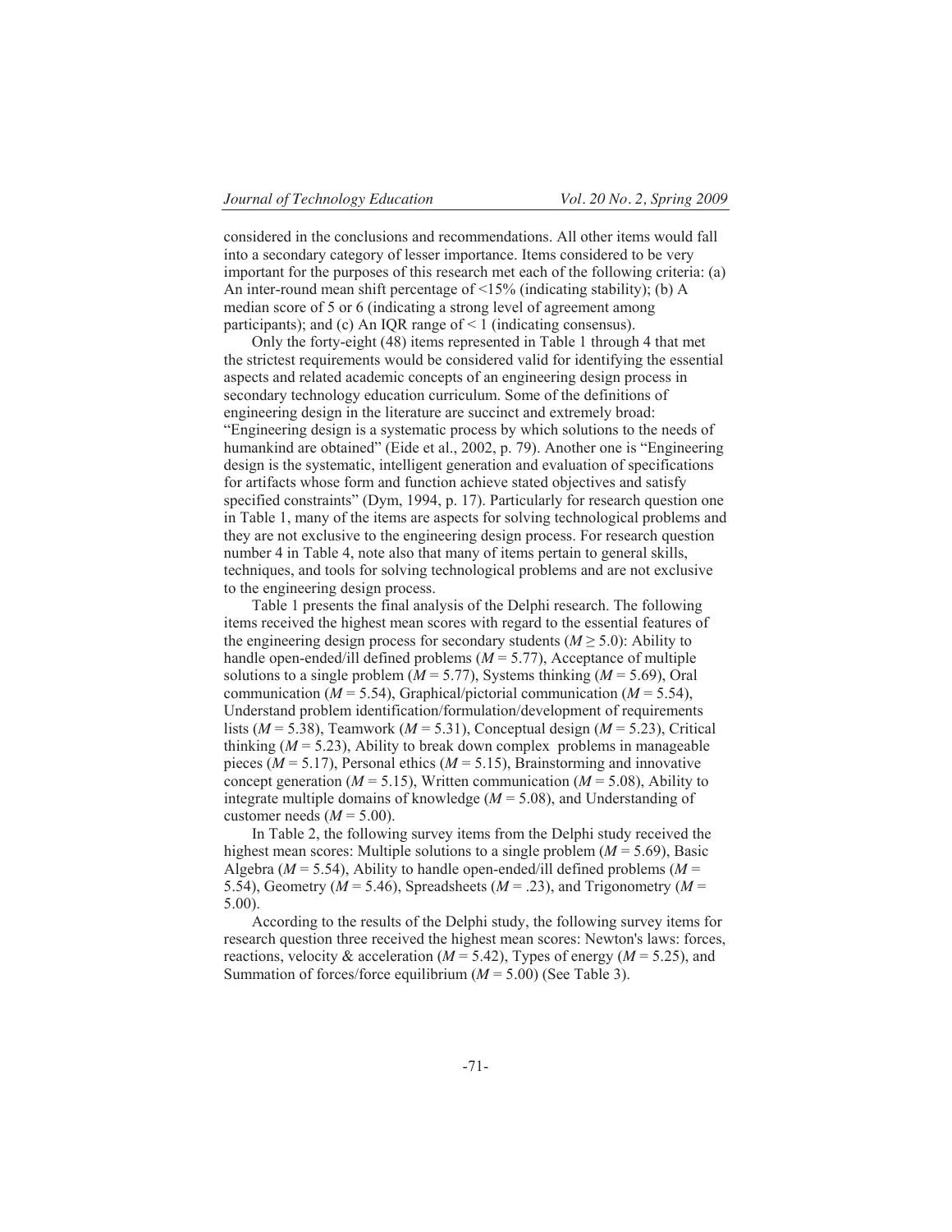considered in the conclusions and recommendations. All other items would fall into a secondary category of lesser importance. Items considered to be very important for the purposes of this research met each of the following criteria: (a) An inter-round mean shift percentage of <15% (indicating stability); (b) A median score of 5 or 6 (indicating a strong level of agreement among participants); and (c) An IQR range of < 1 (indicating consensus).

Only the forty-eight (48) items represented in Table 1 through 4 that met the strictest requirements would be considered valid for identifying the essential aspects and related academic concepts of an engineering design process in secondary technology education curriculum. Some of the definitions of engineering design in the literature are succinct and extremely broad: "Engineering design is a systematic process by which solutions to the needs of humankind are obtained" (Eide et al., 2002, p. 79). Another one is "Engineering design is the systematic, intelligent generation and evaluation of specifications for artifacts whose form and function achieve stated objectives and satisfy specified constraints" (Dym, 1994, p. 17). Particularly for research question one in Table 1, many of the items are aspects for solving technological problems and they are not exclusive to the engineering design process. For research question number 4 in Table 4, note also that many of items pertain to general skills, techniques, and tools for solving technological problems and are not exclusive to the engineering design process.

Table 1 presents the final analysis of the Delphi research. The following items received the highest mean scores with regard to the essential features of the engineering design process for secondary students ($M \geq 5.0$): Ability to handle open-ended/ill defined problems ($M = 5.77$), Acceptance of multiple solutions to a single problem ($M = 5.77$), Systems thinking ($M = 5.69$), Oral communication ($M = 5.54$), Graphical/pictorial communication ($M = 5.54$), Understand problem identification/formulation/development of requirements lists ($M = 5.38$), Teamwork ($M = 5.31$), Conceptual design ($M = 5.23$), Critical thinking ($M = 5.23$), Ability to break down complex problems in manageable pieces ($M = 5.17$), Personal ethics ($M = 5.15$), Brainstorming and innovative concept generation ($M = 5.15$), Written communication ($M = 5.08$), Ability to integrate multiple domains of knowledge ($M = 5.08$), and Understanding of customer needs ($M = 5.00$).

In Table 2, the following survey items from the Delphi study received the highest mean scores: Multiple solutions to a single problem ($M = 5.69$), Basic Algebra ($M = 5.54$), Ability to handle open-ended/ill defined problems ($M = 5.54$), Geometry ($M = 5.46$), Spreadsheets ($M = .23$), and Trigonometry ($M = 5.00$).

According to the results of the Delphi study, the following survey items for research question three received the highest mean scores: Newton's laws: forces, reactions, velocity & acceleration ($M = 5.42$), Types of energy ($M = 5.25$), and Summation of forces/force equilibrium ($M = 5.00$) (See Table 3).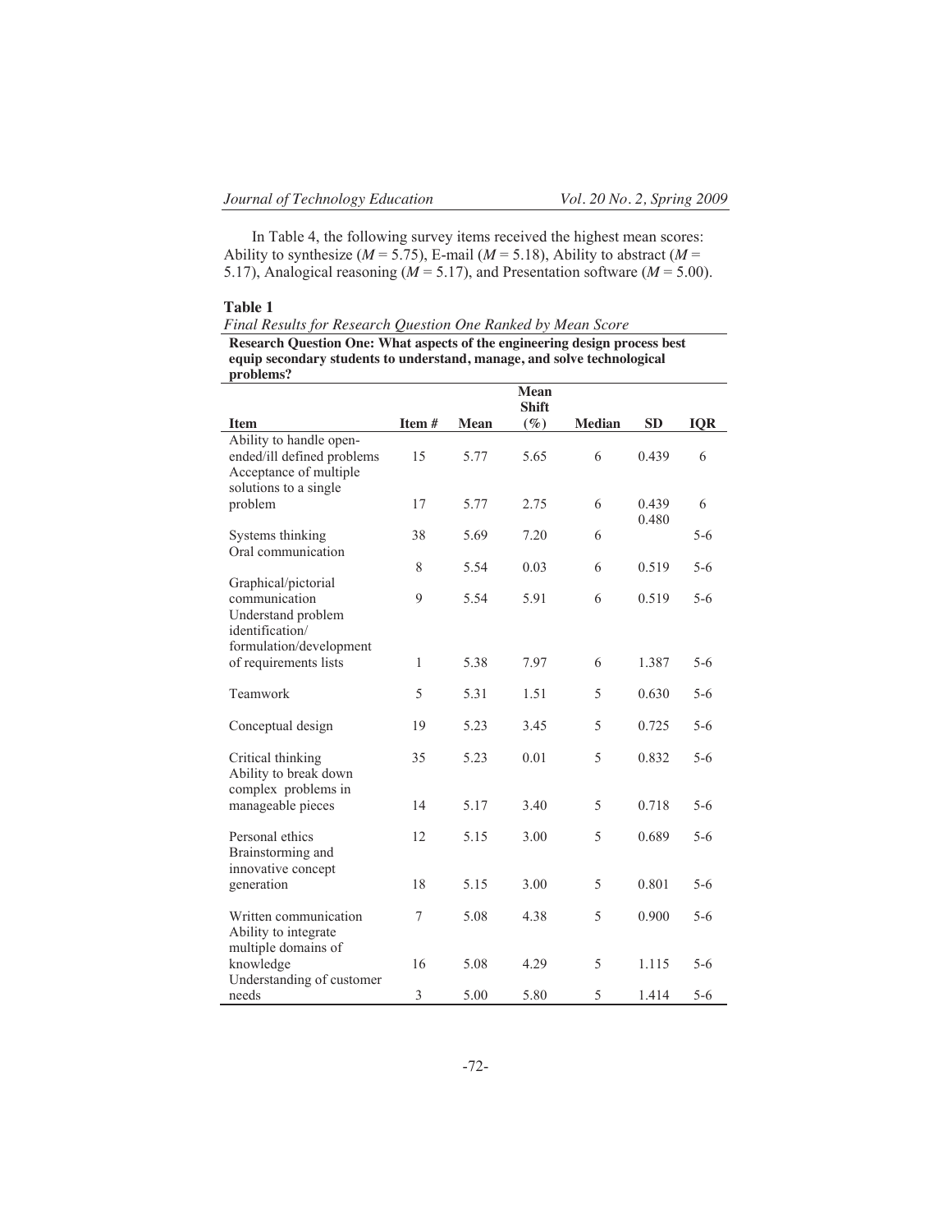In Table 4, the following survey items received the highest mean scores: Ability to synthesize (*M* = 5.75), E-mail (*M* = 5.18), Ability to abstract (*M* = 5.17), Analogical reasoning (*M* = 5.17), and Presentation software (*M* = 5.00).

**Table 1**

*Final Results for Research Question One Ranked by Mean Score*

**Research Question One: What aspects of the engineering design process best equip secondary students to understand, manage, and solve technological problems?**

| Item | Item # | Mean | Mean Shift (%) | Median | SD | IQR |
|---|---|---|---|---|---|---|
| Ability to handle open-ended/ill defined problems | 15 | 5.77 | 5.65 | 6 | 0.439 | 6 |
| Acceptance of multiple solutions to a single problem | 17 | 5.77 | 2.75 | 6 | 0.439 | 6 |
| Systems thinking | 38 | 5.69 | 7.20 | 6 | 0.480 | 5-6 |
| Oral communication | 8 | 5.54 | 0.03 | 6 | 0.519 | 5-6 |
| Graphical/pictorial communication | 9 | 5.54 | 5.91 | 6 | 0.519 | 5-6 |
| Understand problem identification/ formulation/development of requirements lists | 1 | 5.38 | 7.97 | 6 | 1.387 | 5-6 |
| Teamwork | 5 | 5.31 | 1.51 | 5 | 0.630 | 5-6 |
| Conceptual design | 19 | 5.23 | 3.45 | 5 | 0.725 | 5-6 |
| Critical thinking | 35 | 5.23 | 0.01 | 5 | 0.832 | 5-6 |
| Ability to break down complex problems in manageable pieces | 14 | 5.17 | 3.40 | 5 | 0.718 | 5-6 |
| Personal ethics | 12 | 5.15 | 3.00 | 5 | 0.689 | 5-6 |
| Brainstorming and innovative concept generation | 18 | 5.15 | 3.00 | 5 | 0.801 | 5-6 |
| Written communication | 7 | 5.08 | 4.38 | 5 | 0.900 | 5-6 |
| Ability to integrate multiple domains of knowledge | 16 | 5.08 | 4.29 | 5 | 1.115 | 5-6 |
| Understanding of customer needs | 3 | 5.00 | 5.80 | 5 | 1.414 | 5-6 |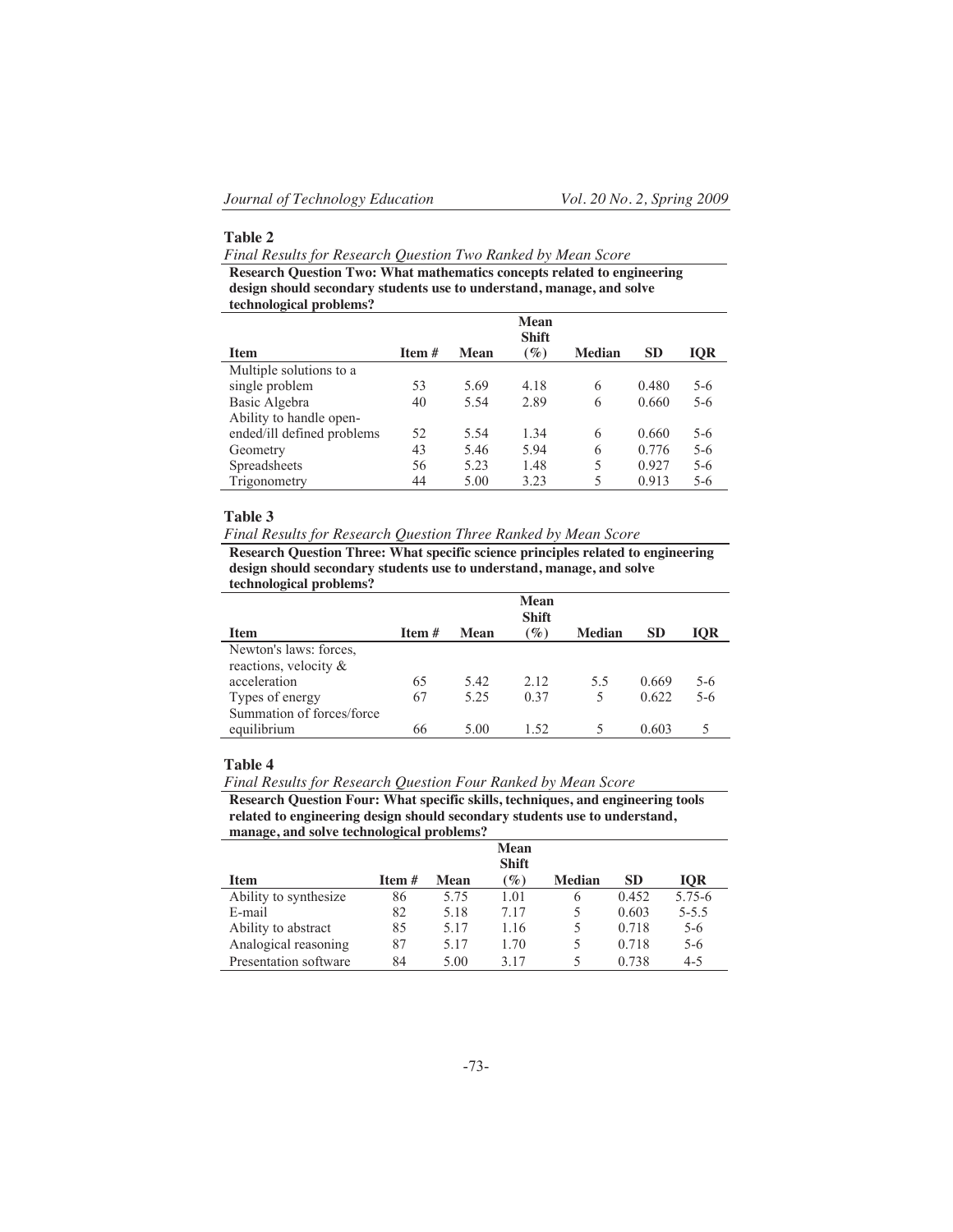**Table 2**

*Final Results for Research Question Two Ranked by Mean Score*

**Research Question Two: What mathematics concepts related to engineering design should secondary students use to understand, manage, and solve technological problems?**

| Item | Item # | Mean | Mean Shift (%) | Median | SD | IQR |
|---|---|---|---|---|---|---|
| Multiple solutions to a single problem | 53 | 5.69 | 4.18 | 6 | 0.480 | 5-6 |
| Basic Algebra | 40 | 5.54 | 2.89 | 6 | 0.660 | 5-6 |
| Ability to handle open-ended/ill defined problems | 52 | 5.54 | 1.34 | 6 | 0.660 | 5-6 |
| Geometry | 43 | 5.46 | 5.94 | 6 | 0.776 | 5-6 |
| Spreadsheets | 56 | 5.23 | 1.48 | 5 | 0.927 | 5-6 |
| Trigonometry | 44 | 5.00 | 3.23 | 5 | 0.913 | 5-6 |

**Table 3**

*Final Results for Research Question Three Ranked by Mean Score*

**Research Question Three: What specific science principles related to engineering design should secondary students use to understand, manage, and solve technological problems?**

| Item | Item # | Mean | Mean Shift (%) | Median | SD | IQR |
|---|---|---|---|---|---|---|
| Newton's laws: forces, reactions, velocity & acceleration | 65 | 5.42 | 2.12 | 5.5 | 0.669 | 5-6 |
| Types of energy | 67 | 5.25 | 0.37 | 5 | 0.622 | 5-6 |
| Summation of forces/force equilibrium | 66 | 5.00 | 1.52 | 5 | 0.603 | 5 |

**Table 4**

*Final Results for Research Question Four Ranked by Mean Score*

**Research Question Four: What specific skills, techniques, and engineering tools related to engineering design should secondary students use to understand, manage, and solve technological problems?**

| Item | Item # | Mean | Mean Shift (%) | Median | SD | IQR |
|---|---|---|---|---|---|---|
| Ability to synthesize | 86 | 5.75 | 1.01 | 6 | 0.452 | 5.75-6 |
| E-mail | 82 | 5.18 | 7.17 | 5 | 0.603 | 5-5.5 |
| Ability to abstract | 85 | 5.17 | 1.16 | 5 | 0.718 | 5-6 |
| Analogical reasoning | 87 | 5.17 | 1.70 | 5 | 0.718 | 5-6 |
| Presentation software | 84 | 5.00 | 3.17 | 5 | 0.738 | 4-5 |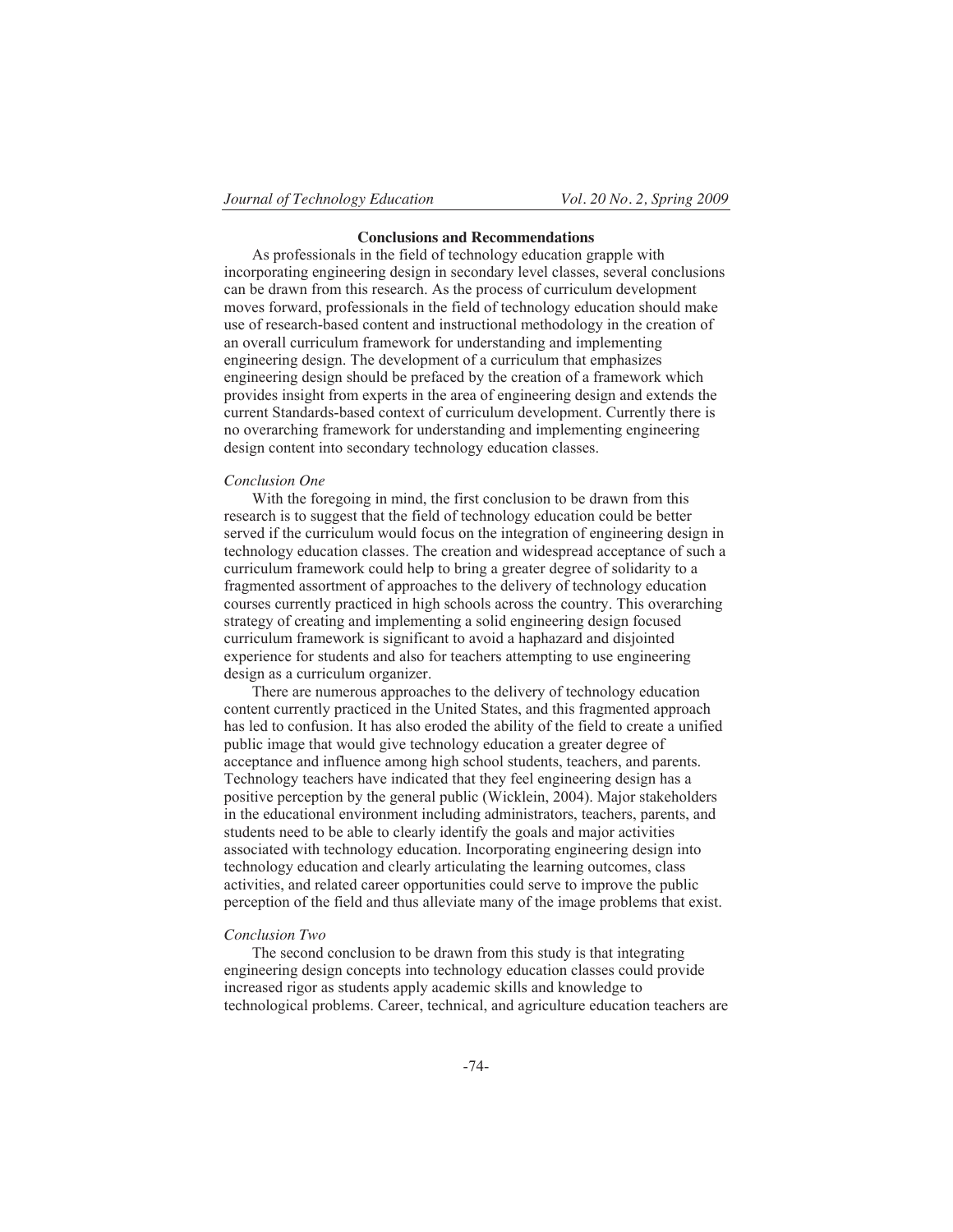## Conclusions and Recommendations

As professionals in the field of technology education grapple with incorporating engineering design in secondary level classes, several conclusions can be drawn from this research. As the process of curriculum development moves forward, professionals in the field of technology education should make use of research-based content and instructional methodology in the creation of an overall curriculum framework for understanding and implementing engineering design. The development of a curriculum that emphasizes engineering design should be prefaced by the creation of a framework which provides insight from experts in the area of engineering design and extends the current Standards-based context of curriculum development. Currently there is no overarching framework for understanding and implementing engineering design content into secondary technology education classes.

### *Conclusion One*

With the foregoing in mind, the first conclusion to be drawn from this research is to suggest that the field of technology education could be better served if the curriculum would focus on the integration of engineering design in technology education classes. The creation and widespread acceptance of such a curriculum framework could help to bring a greater degree of solidarity to a fragmented assortment of approaches to the delivery of technology education courses currently practiced in high schools across the country. This overarching strategy of creating and implementing a solid engineering design focused curriculum framework is significant to avoid a haphazard and disjointed experience for students and also for teachers attempting to use engineering design as a curriculum organizer.

There are numerous approaches to the delivery of technology education content currently practiced in the United States, and this fragmented approach has led to confusion. It has also eroded the ability of the field to create a unified public image that would give technology education a greater degree of acceptance and influence among high school students, teachers, and parents. Technology teachers have indicated that they feel engineering design has a positive perception by the general public (Wicklein, 2004). Major stakeholders in the educational environment including administrators, teachers, parents, and students need to be able to clearly identify the goals and major activities associated with technology education. Incorporating engineering design into technology education and clearly articulating the learning outcomes, class activities, and related career opportunities could serve to improve the public perception of the field and thus alleviate many of the image problems that exist.

### *Conclusion Two*

The second conclusion to be drawn from this study is that integrating engineering design concepts into technology education classes could provide increased rigor as students apply academic skills and knowledge to technological problems. Career, technical, and agriculture education teachers are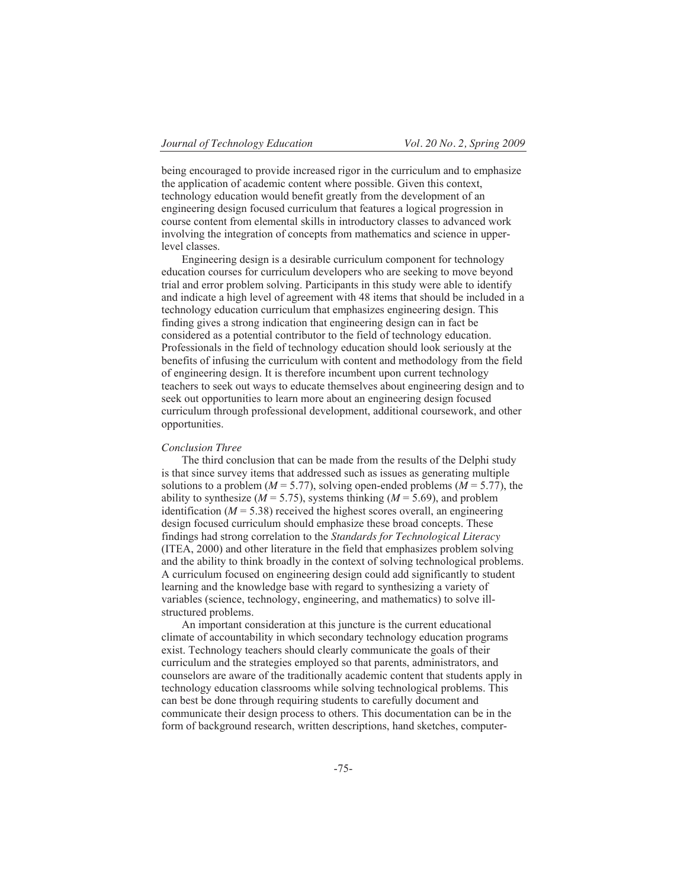being encouraged to provide increased rigor in the curriculum and to emphasize the application of academic content where possible. Given this context, technology education would benefit greatly from the development of an engineering design focused curriculum that features a logical progression in course content from elemental skills in introductory classes to advanced work involving the integration of concepts from mathematics and science in upper-level classes.

Engineering design is a desirable curriculum component for technology education courses for curriculum developers who are seeking to move beyond trial and error problem solving. Participants in this study were able to identify and indicate a high level of agreement with 48 items that should be included in a technology education curriculum that emphasizes engineering design. This finding gives a strong indication that engineering design can in fact be considered as a potential contributor to the field of technology education. Professionals in the field of technology education should look seriously at the benefits of infusing the curriculum with content and methodology from the field of engineering design. It is therefore incumbent upon current technology teachers to seek out ways to educate themselves about engineering design and to seek out opportunities to learn more about an engineering design focused curriculum through professional development, additional coursework, and other opportunities.

*Conclusion Three*

The third conclusion that can be made from the results of the Delphi study is that since survey items that addressed such as issues as generating multiple solutions to a problem ($M = 5.77$), solving open-ended problems ($M = 5.77$), the ability to synthesize ($M = 5.75$), systems thinking ($M = 5.69$), and problem identification ($M = 5.38$) received the highest scores overall, an engineering design focused curriculum should emphasize these broad concepts. These findings had strong correlation to the *Standards for Technological Literacy* (ITEA, 2000) and other literature in the field that emphasizes problem solving and the ability to think broadly in the context of solving technological problems. A curriculum focused on engineering design could add significantly to student learning and the knowledge base with regard to synthesizing a variety of variables (science, technology, engineering, and mathematics) to solve ill-structured problems.

An important consideration at this juncture is the current educational climate of accountability in which secondary technology education programs exist. Technology teachers should clearly communicate the goals of their curriculum and the strategies employed so that parents, administrators, and counselors are aware of the traditionally academic content that students apply in technology education classrooms while solving technological problems. This can best be done through requiring students to carefully document and communicate their design process to others. This documentation can be in the form of background research, written descriptions, hand sketches, computer-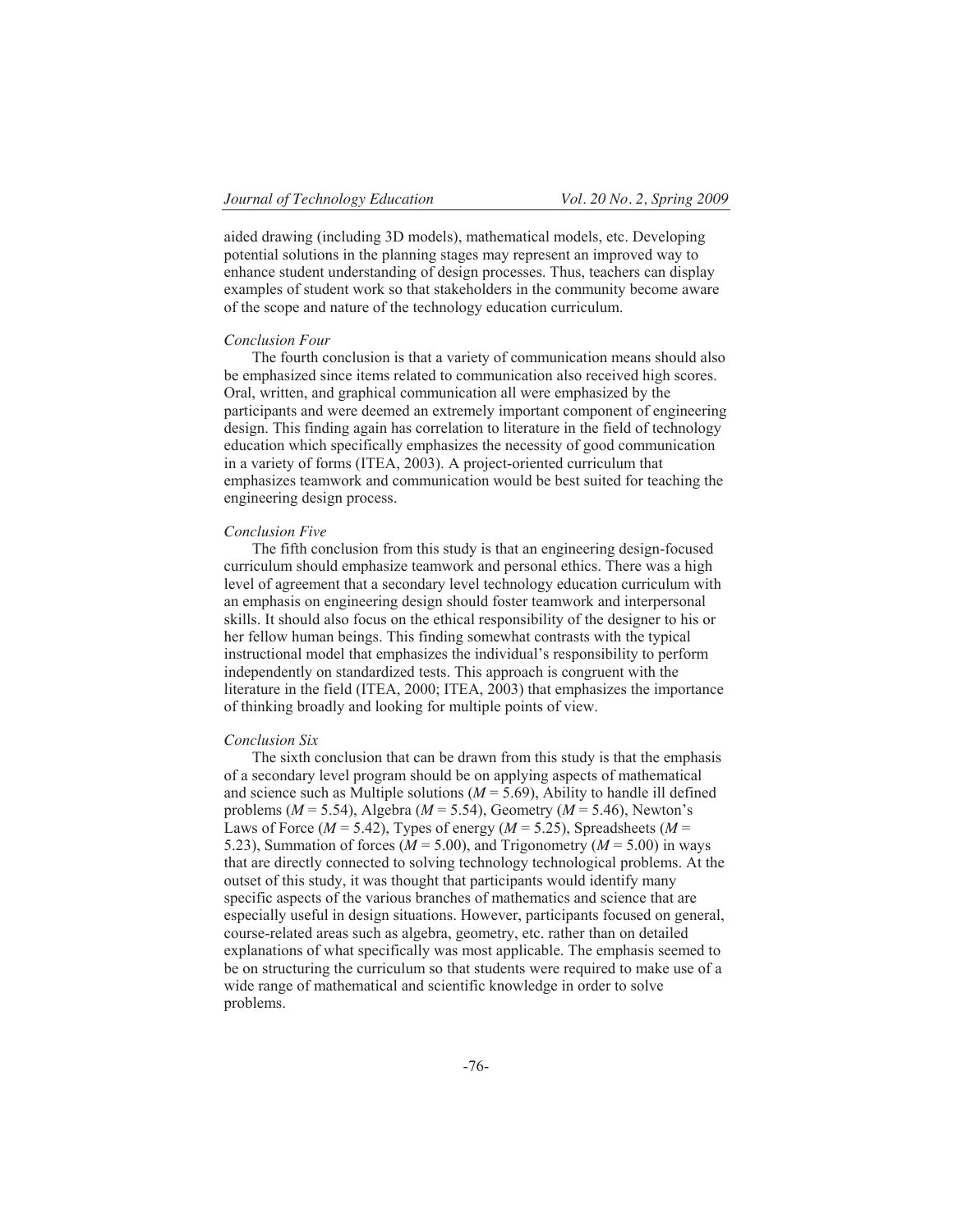aided drawing (including 3D models), mathematical models, etc. Developing potential solutions in the planning stages may represent an improved way to enhance student understanding of design processes. Thus, teachers can display examples of student work so that stakeholders in the community become aware of the scope and nature of the technology education curriculum.

*Conclusion Four*

The fourth conclusion is that a variety of communication means should also be emphasized since items related to communication also received high scores. Oral, written, and graphical communication all were emphasized by the participants and were deemed an extremely important component of engineering design. This finding again has correlation to literature in the field of technology education which specifically emphasizes the necessity of good communication in a variety of forms (ITEA, 2003). A project-oriented curriculum that emphasizes teamwork and communication would be best suited for teaching the engineering design process.

*Conclusion Five*

The fifth conclusion from this study is that an engineering design-focused curriculum should emphasize teamwork and personal ethics. There was a high level of agreement that a secondary level technology education curriculum with an emphasis on engineering design should foster teamwork and interpersonal skills. It should also focus on the ethical responsibility of the designer to his or her fellow human beings. This finding somewhat contrasts with the typical instructional model that emphasizes the individual's responsibility to perform independently on standardized tests. This approach is congruent with the literature in the field (ITEA, 2000; ITEA, 2003) that emphasizes the importance of thinking broadly and looking for multiple points of view.

*Conclusion Six*

The sixth conclusion that can be drawn from this study is that the emphasis of a secondary level program should be on applying aspects of mathematical and science such as Multiple solutions ($M = 5.69$), Ability to handle ill defined problems ($M = 5.54$), Algebra ($M = 5.54$), Geometry ($M = 5.46$), Newton's Laws of Force ($M = 5.42$), Types of energy ($M = 5.25$), Spreadsheets ($M = 5.23$), Summation of forces ($M = 5.00$), and Trigonometry ($M = 5.00$) in ways that are directly connected to solving technology technological problems. At the outset of this study, it was thought that participants would identify many specific aspects of the various branches of mathematics and science that are especially useful in design situations. However, participants focused on general, course-related areas such as algebra, geometry, etc. rather than on detailed explanations of what specifically was most applicable. The emphasis seemed to be on structuring the curriculum so that students were required to make use of a wide range of mathematical and scientific knowledge in order to solve problems.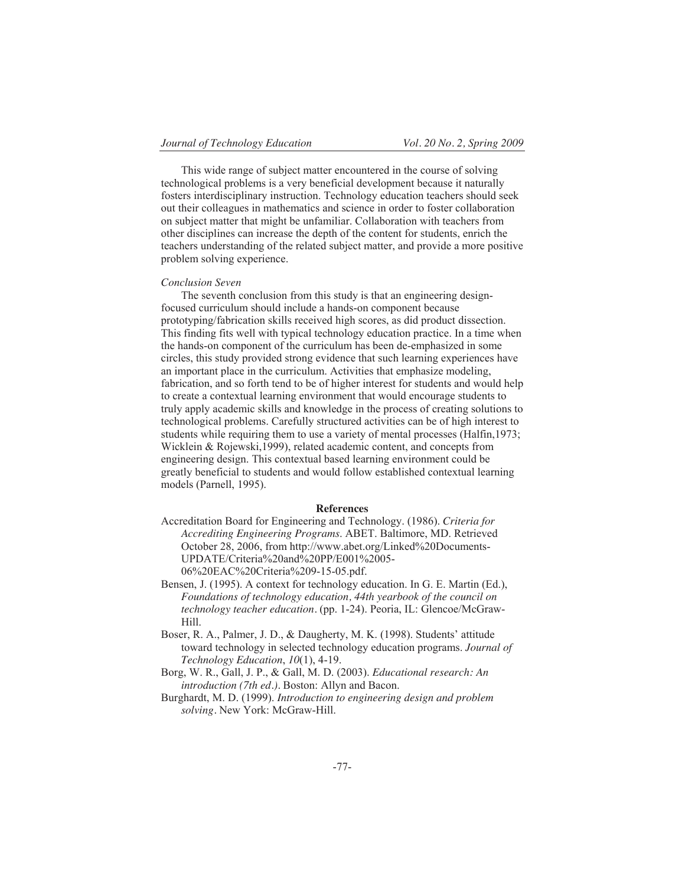This wide range of subject matter encountered in the course of solving technological problems is a very beneficial development because it naturally fosters interdisciplinary instruction. Technology education teachers should seek out their colleagues in mathematics and science in order to foster collaboration on subject matter that might be unfamiliar. Collaboration with teachers from other disciplines can increase the depth of the content for students, enrich the teachers understanding of the related subject matter, and provide a more positive problem solving experience.

*Conclusion Seven*

The seventh conclusion from this study is that an engineering design-focused curriculum should include a hands-on component because prototyping/fabrication skills received high scores, as did product dissection. This finding fits well with typical technology education practice. In a time when the hands-on component of the curriculum has been de-emphasized in some circles, this study provided strong evidence that such learning experiences have an important place in the curriculum. Activities that emphasize modeling, fabrication, and so forth tend to be of higher interest for students and would help to create a contextual learning environment that would encourage students to truly apply academic skills and knowledge in the process of creating solutions to technological problems. Carefully structured activities can be of high interest to students while requiring them to use a variety of mental processes (Halfin,1973; Wicklein & Rojewski,1999), related academic content, and concepts from engineering design. This contextual based learning environment could be greatly beneficial to students and would follow established contextual learning models (Parnell, 1995).

## References

Accreditation Board for Engineering and Technology. (1986). *Criteria for Accrediting Engineering Programs.* ABET. Baltimore, MD. Retrieved October 28, 2006, from http://www.abet.org/Linked%20Documents-UPDATE/Criteria%20and%20PP/E001%2005-06%20EAC%20Criteria%209-15-05.pdf.

Bensen, J. (1995). A context for technology education. In G. E. Martin (Ed.), *Foundations of technology education, 44th yearbook of the council on technology teacher education*. (pp. 1-24). Peoria, IL: Glencoe/McGraw-Hill.

Boser, R. A., Palmer, J. D., & Daugherty, M. K. (1998). Students' attitude toward technology in selected technology education programs. *Journal of Technology Education*, *10*(1), 4-19.

Borg, W. R., Gall, J. P., & Gall, M. D. (2003). *Educational research: An introduction (7th ed.)*. Boston: Allyn and Bacon.

Burghardt, M. D. (1999). *Introduction to engineering design and problem solving*. New York: McGraw-Hill.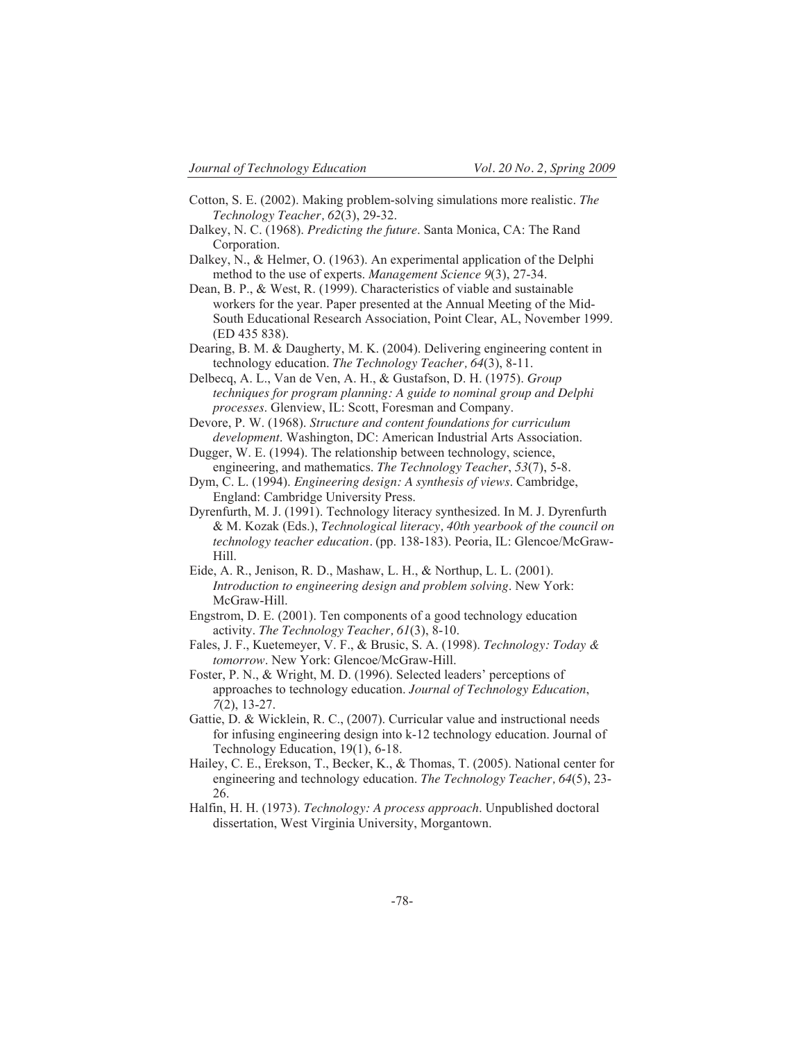Cotton, S. E. (2002). Making problem-solving simulations more realistic. *The Technology Teacher, 62*(3), 29-32.

Dalkey, N. C. (1968). *Predicting the future*. Santa Monica, CA: The Rand Corporation.

Dalkey, N., & Helmer, O. (1963). An experimental application of the Delphi method to the use of experts. *Management Science 9*(3), 27-34.

Dean, B. P., & West, R. (1999). Characteristics of viable and sustainable workers for the year. Paper presented at the Annual Meeting of the Mid-South Educational Research Association, Point Clear, AL, November 1999. (ED 435 838).

Dearing, B. M. & Daugherty, M. K. (2004). Delivering engineering content in technology education. *The Technology Teacher, 64*(3), 8-11.

Delbecq, A. L., Van de Ven, A. H., & Gustafson, D. H. (1975). *Group techniques for program planning: A guide to nominal group and Delphi processes*. Glenview, IL: Scott, Foresman and Company.

Devore, P. W. (1968). *Structure and content foundations for curriculum development*. Washington, DC: American Industrial Arts Association.

Dugger, W. E. (1994). The relationship between technology, science, engineering, and mathematics. *The Technology Teacher*, *53*(7), 5-8.

Dym, C. L. (1994). *Engineering design: A synthesis of views*. Cambridge, England: Cambridge University Press.

Dyrenfurth, M. J. (1991). Technology literacy synthesized. In M. J. Dyrenfurth & M. Kozak (Eds.), *Technological literacy, 40th yearbook of the council on technology teacher education*. (pp. 138-183). Peoria, IL: Glencoe/McGraw-Hill.

Eide, A. R., Jenison, R. D., Mashaw, L. H., & Northup, L. L. (2001). *Introduction to engineering design and problem solving*. New York: McGraw-Hill.

Engstrom, D. E. (2001). Ten components of a good technology education activity. *The Technology Teacher, 61*(3), 8-10.

Fales, J. F., Kuetemeyer, V. F., & Brusic, S. A. (1998). *Technology: Today & tomorrow*. New York: Glencoe/McGraw-Hill.

Foster, P. N., & Wright, M. D. (1996). Selected leaders' perceptions of approaches to technology education. *Journal of Technology Education*, *7*(2), 13-27.

Gattie, D. & Wicklein, R. C., (2007). Curricular value and instructional needs for infusing engineering design into k-12 technology education. Journal of Technology Education, 19(1), 6-18.

Hailey, C. E., Erekson, T., Becker, K., & Thomas, T. (2005). National center for engineering and technology education. *The Technology Teacher, 64*(5), 23-26.

Halfin, H. H. (1973). *Technology: A process approach*. Unpublished doctoral dissertation, West Virginia University, Morgantown.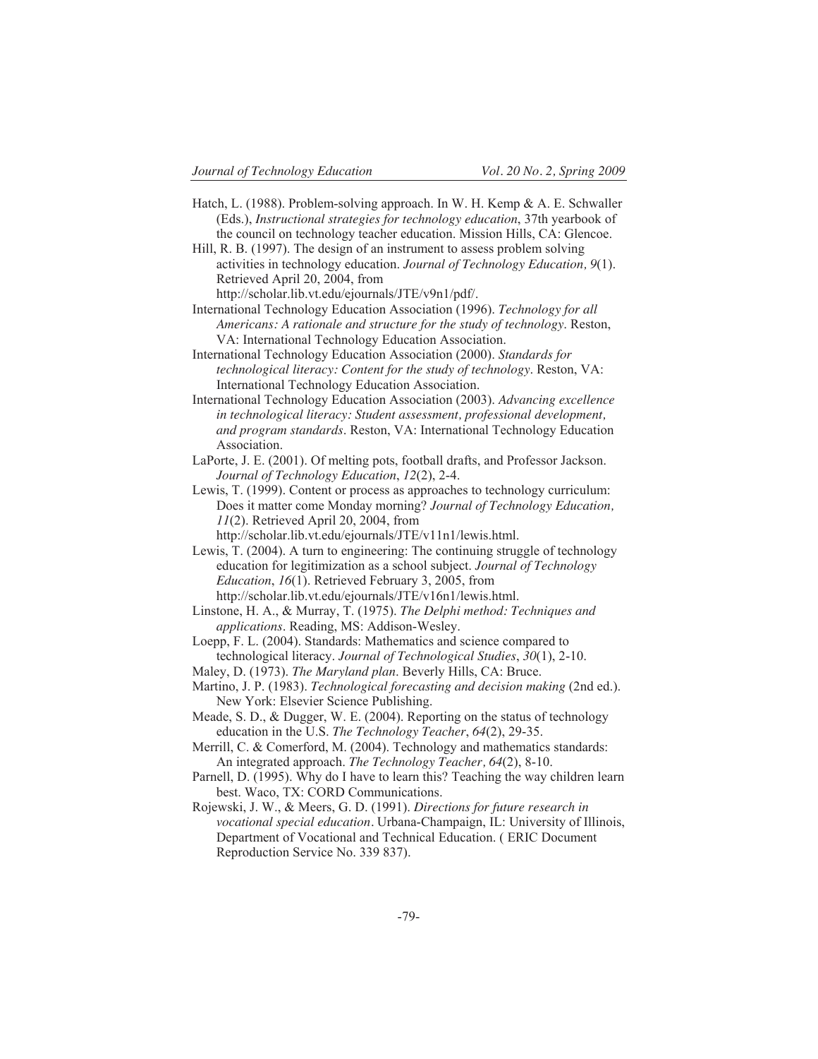Hatch, L. (1988). Problem-solving approach. In W. H. Kemp & A. E. Schwaller (Eds.), *Instructional strategies for technology education*, 37th yearbook of the council on technology teacher education. Mission Hills, CA: Glencoe.

Hill, R. B. (1997). The design of an instrument to assess problem solving activities in technology education. *Journal of Technology Education, 9*(1). Retrieved April 20, 2004, from http://scholar.lib.vt.edu/ejournals/JTE/v9n1/pdf/.

International Technology Education Association (1996). *Technology for all Americans: A rationale and structure for the study of technology*. Reston, VA: International Technology Education Association.

International Technology Education Association (2000). *Standards for technological literacy: Content for the study of technology*. Reston, VA: International Technology Education Association.

International Technology Education Association (2003). *Advancing excellence in technological literacy: Student assessment, professional development, and program standards*. Reston, VA: International Technology Education Association.

LaPorte, J. E. (2001). Of melting pots, football drafts, and Professor Jackson. *Journal of Technology Education*, *12*(2), 2-4.

Lewis, T. (1999). Content or process as approaches to technology curriculum: Does it matter come Monday morning? *Journal of Technology Education, 11*(2). Retrieved April 20, 2004, from http://scholar.lib.vt.edu/ejournals/JTE/v11n1/lewis.html.

Lewis, T. (2004). A turn to engineering: The continuing struggle of technology education for legitimization as a school subject. *Journal of Technology Education*, *16*(1). Retrieved February 3, 2005, from http://scholar.lib.vt.edu/ejournals/JTE/v16n1/lewis.html.

Linstone, H. A., & Murray, T. (1975). *The Delphi method: Techniques and applications*. Reading, MS: Addison-Wesley.

Loepp, F. L. (2004). Standards: Mathematics and science compared to technological literacy. *Journal of Technological Studies*, *30*(1), 2-10.

Maley, D. (1973). *The Maryland plan*. Beverly Hills, CA: Bruce.

Martino, J. P. (1983). *Technological forecasting and decision making* (2nd ed.). New York: Elsevier Science Publishing.

Meade, S. D., & Dugger, W. E. (2004). Reporting on the status of technology education in the U.S. *The Technology Teacher*, *64*(2), 29-35.

Merrill, C. & Comerford, M. (2004). Technology and mathematics standards: An integrated approach. *The Technology Teacher, 64*(2), 8-10.

Parnell, D. (1995). Why do I have to learn this? Teaching the way children learn best. Waco, TX: CORD Communications.

Rojewski, J. W., & Meers, G. D. (1991). *Directions for future research in vocational special education*. Urbana-Champaign, IL: University of Illinois, Department of Vocational and Technical Education. ( ERIC Document Reproduction Service No. 339 837).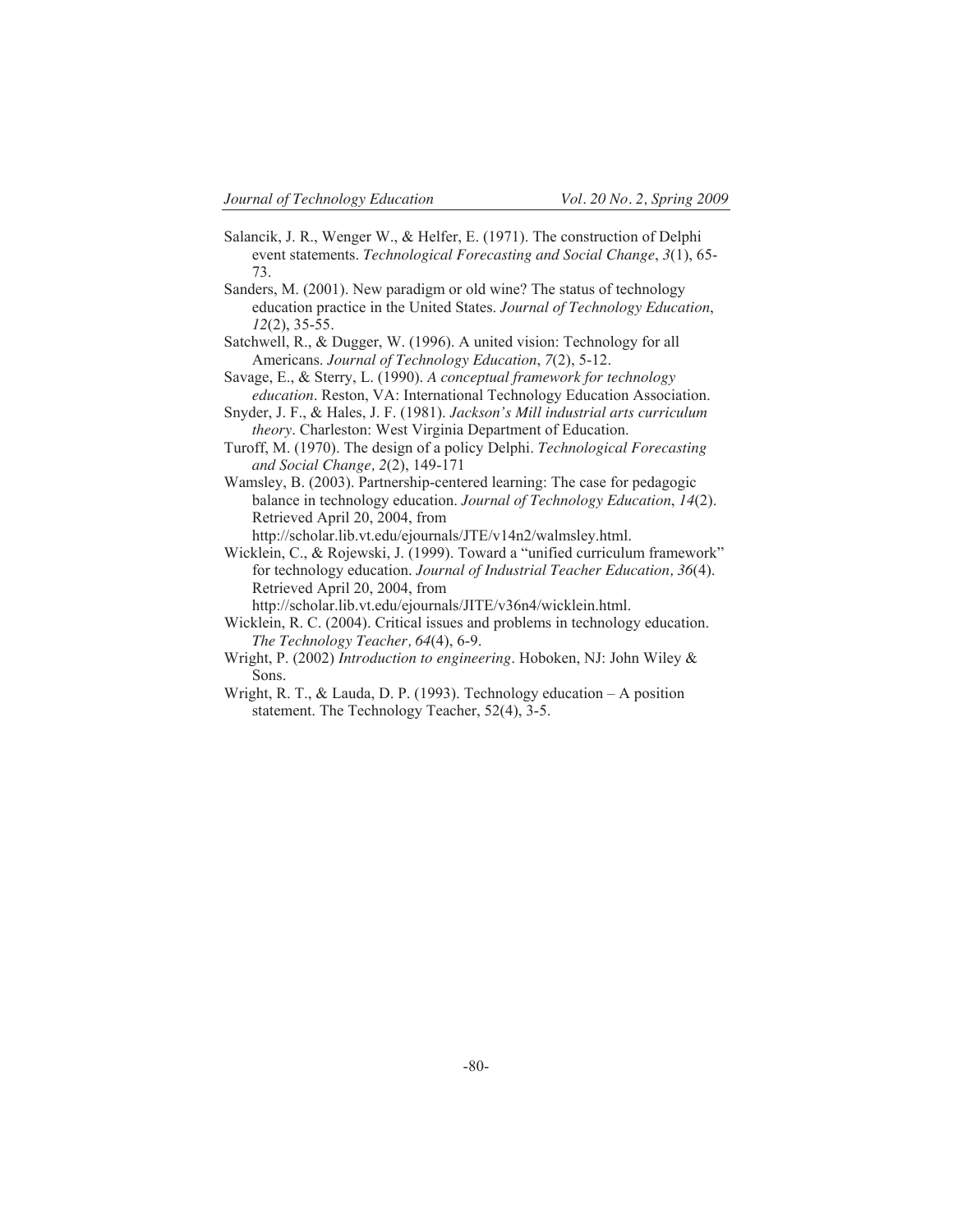Salancik, J. R., Wenger W., & Helfer, E. (1971). The construction of Delphi event statements. *Technological Forecasting and Social Change*, *3*(1), 65-73.

Sanders, M. (2001). New paradigm or old wine? The status of technology education practice in the United States. *Journal of Technology Education*, *12*(2), 35-55.

Satchwell, R., & Dugger, W. (1996). A united vision: Technology for all Americans. *Journal of Technology Education*, *7*(2), 5-12.

Savage, E., & Sterry, L. (1990). *A conceptual framework for technology education*. Reston, VA: International Technology Education Association.

Snyder, J. F., & Hales, J. F. (1981). *Jackson's Mill industrial arts curriculum theory*. Charleston: West Virginia Department of Education.

Turoff, M. (1970). The design of a policy Delphi. *Technological Forecasting and Social Change, 2*(2), 149-171

Wamsley, B. (2003). Partnership-centered learning: The case for pedagogic balance in technology education. *Journal of Technology Education*, *14*(2). Retrieved April 20, 2004, from http://scholar.lib.vt.edu/ejournals/JTE/v14n2/walmsley.html.

Wicklein, C., & Rojewski, J. (1999). Toward a "unified curriculum framework" for technology education. *Journal of Industrial Teacher Education, 36*(4). Retrieved April 20, 2004, from http://scholar.lib.vt.edu/ejournals/JITE/v36n4/wicklein.html.

Wicklein, R. C. (2004). Critical issues and problems in technology education. *The Technology Teacher, 64*(4), 6-9.

Wright, P. (2002) *Introduction to engineering*. Hoboken, NJ: John Wiley & Sons.

Wright, R. T., & Lauda, D. P. (1993). Technology education – A position statement. The Technology Teacher, 52(4), 3-5.